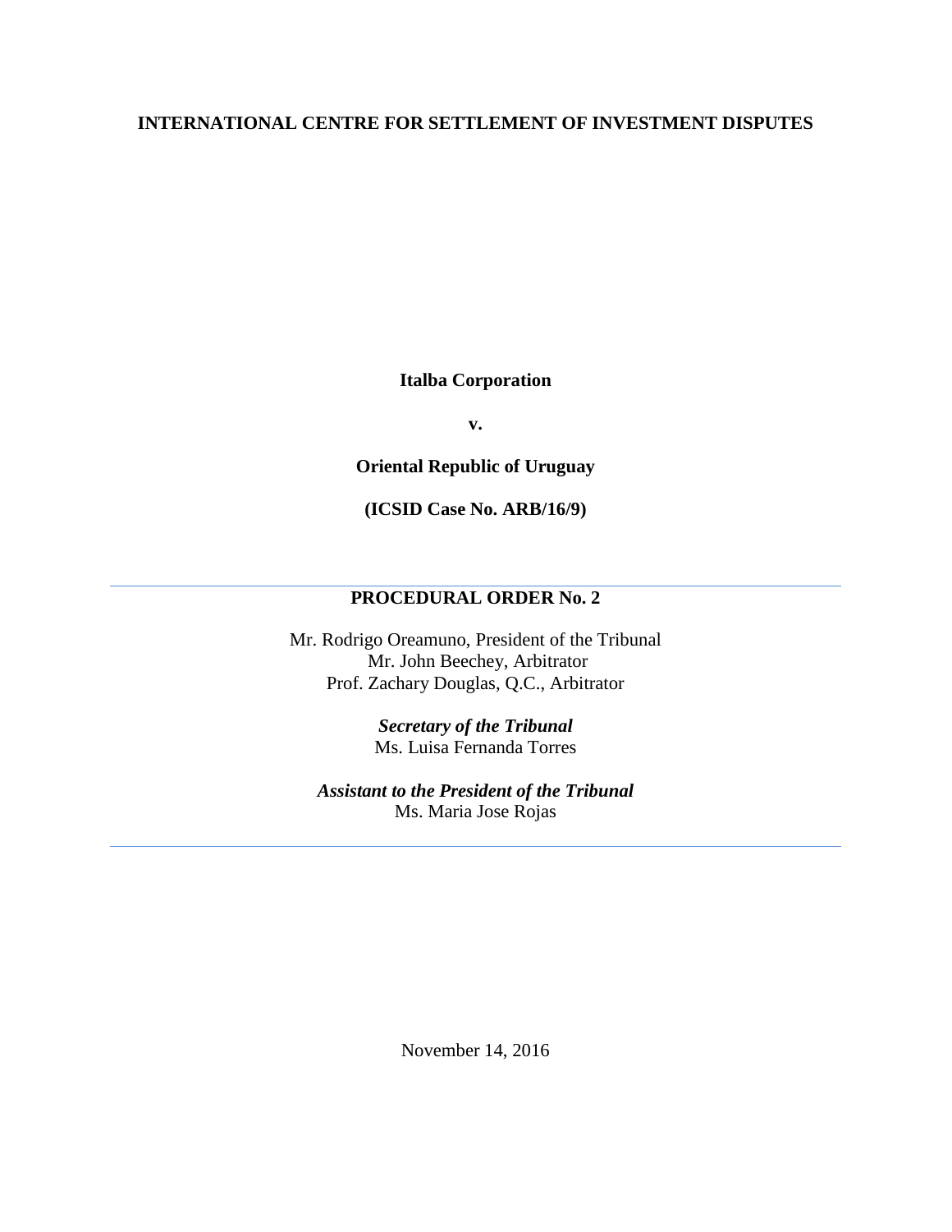**INTERNATIONAL CENTRE FOR SETTLEMENT OF INVESTMENT DISPUTES**

**Italba Corporation**

**v.**

**Oriental Republic of Uruguay**

**(ICSID Case No. ARB/16/9)**

---

**PROCEDURAL ORDER No. 2**

Mr. Rodrigo Oreamuno, President of the Tribunal
Mr. John Beechey, Arbitrator
Prof. Zachary Douglas, Q.C., Arbitrator

***Secretary of the Tribunal***
Ms. Luisa Fernanda Torres

***Assistant to the President of the Tribunal***
Ms. Maria Jose Rojas

---

November 14, 2016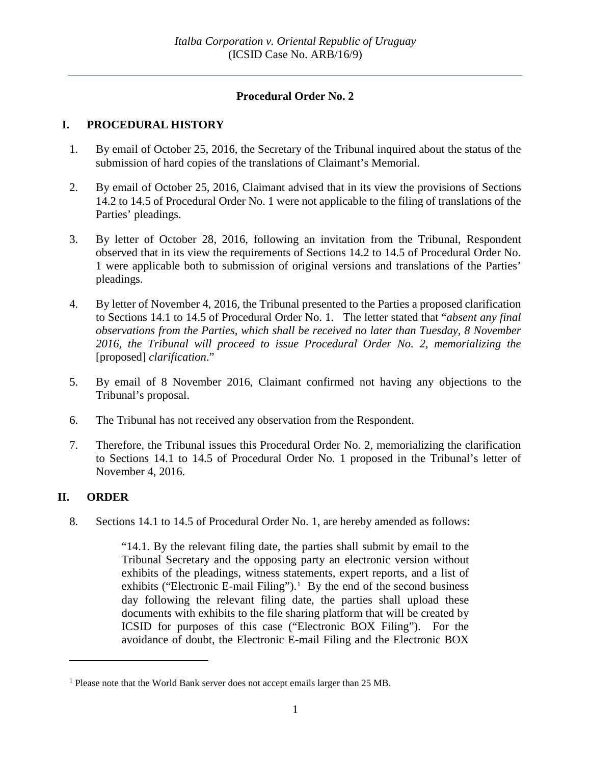*Italba Corporation v. Oriental Republic of Uruguay*
(ICSID Case No. ARB/16/9)

## Procedural Order No. 2

## I. PROCEDURAL HISTORY

1. By email of October 25, 2016, the Secretary of the Tribunal inquired about the status of the submission of hard copies of the translations of Claimant's Memorial.

2. By email of October 25, 2016, Claimant advised that in its view the provisions of Sections 14.2 to 14.5 of Procedural Order No. 1 were not applicable to the filing of translations of the Parties' pleadings.

3. By letter of October 28, 2016, following an invitation from the Tribunal, Respondent observed that in its view the requirements of Sections 14.2 to 14.5 of Procedural Order No. 1 were applicable both to submission of original versions and translations of the Parties' pleadings.

4. By letter of November 4, 2016, the Tribunal presented to the Parties a proposed clarification to Sections 14.1 to 14.5 of Procedural Order No. 1. The letter stated that "*absent any final observations from the Parties, which shall be received no later than Tuesday, 8 November 2016, the Tribunal will proceed to issue Procedural Order No. 2, memorializing the* [proposed] *clarification*."

5. By email of 8 November 2016, Claimant confirmed not having any objections to the Tribunal's proposal.

6. The Tribunal has not received any observation from the Respondent.

7. Therefore, the Tribunal issues this Procedural Order No. 2, memorializing the clarification to Sections 14.1 to 14.5 of Procedural Order No. 1 proposed in the Tribunal's letter of November 4, 2016.

## II. ORDER

8. Sections 14.1 to 14.5 of Procedural Order No. 1, are hereby amended as follows:

> "14.1. By the relevant filing date, the parties shall submit by email to the Tribunal Secretary and the opposing party an electronic version without exhibits of the pleadings, witness statements, expert reports, and a list of exhibits ("Electronic E-mail Filing").[1] By the end of the second business day following the relevant filing date, the parties shall upload these documents with exhibits to the file sharing platform that will be created by ICSID for purposes of this case ("Electronic BOX Filing"). For the avoidance of doubt, the Electronic E-mail Filing and the Electronic BOX

[1] Please note that the World Bank server does not accept emails larger than 25 MB.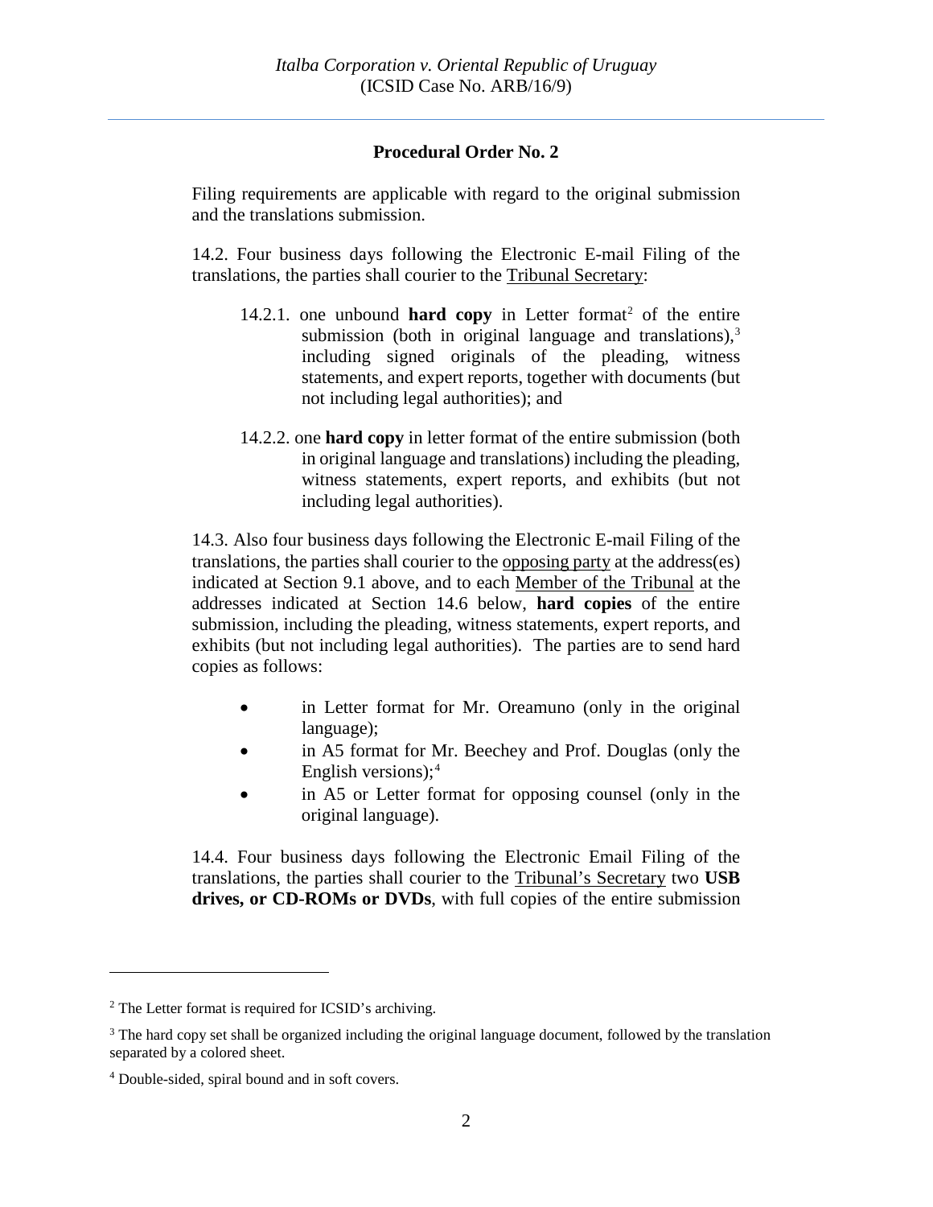## Procedural Order No. 2

Filing requirements are applicable with regard to the original submission and the translations submission.

14.2. Four business days following the Electronic E-mail Filing of the translations, the parties shall courier to the Tribunal Secretary:

14.2.1. one unbound **hard copy** in Letter format[2] of the entire submission (both in original language and translations),[3] including signed originals of the pleading, witness statements, and expert reports, together with documents (but not including legal authorities); and

14.2.2. one **hard copy** in letter format of the entire submission (both in original language and translations) including the pleading, witness statements, expert reports, and exhibits (but not including legal authorities).

14.3. Also four business days following the Electronic E-mail Filing of the translations, the parties shall courier to the opposing party at the address(es) indicated at Section 9.1 above, and to each Member of the Tribunal at the addresses indicated at Section 14.6 below, **hard copies** of the entire submission, including the pleading, witness statements, expert reports, and exhibits (but not including legal authorities). The parties are to send hard copies as follows:

- in Letter format for Mr. Oreamuno (only in the original language);
- in A5 format for Mr. Beechey and Prof. Douglas (only the English versions);[4]
- in A5 or Letter format for opposing counsel (only in the original language).

14.4. Four business days following the Electronic Email Filing of the translations, the parties shall courier to the Tribunal's Secretary two **USB drives, or CD-ROMs or DVDs**, with full copies of the entire submission

[2] The Letter format is required for ICSID's archiving.

[3] The hard copy set shall be organized including the original language document, followed by the translation separated by a colored sheet.

[4] Double-sided, spiral bound and in soft covers.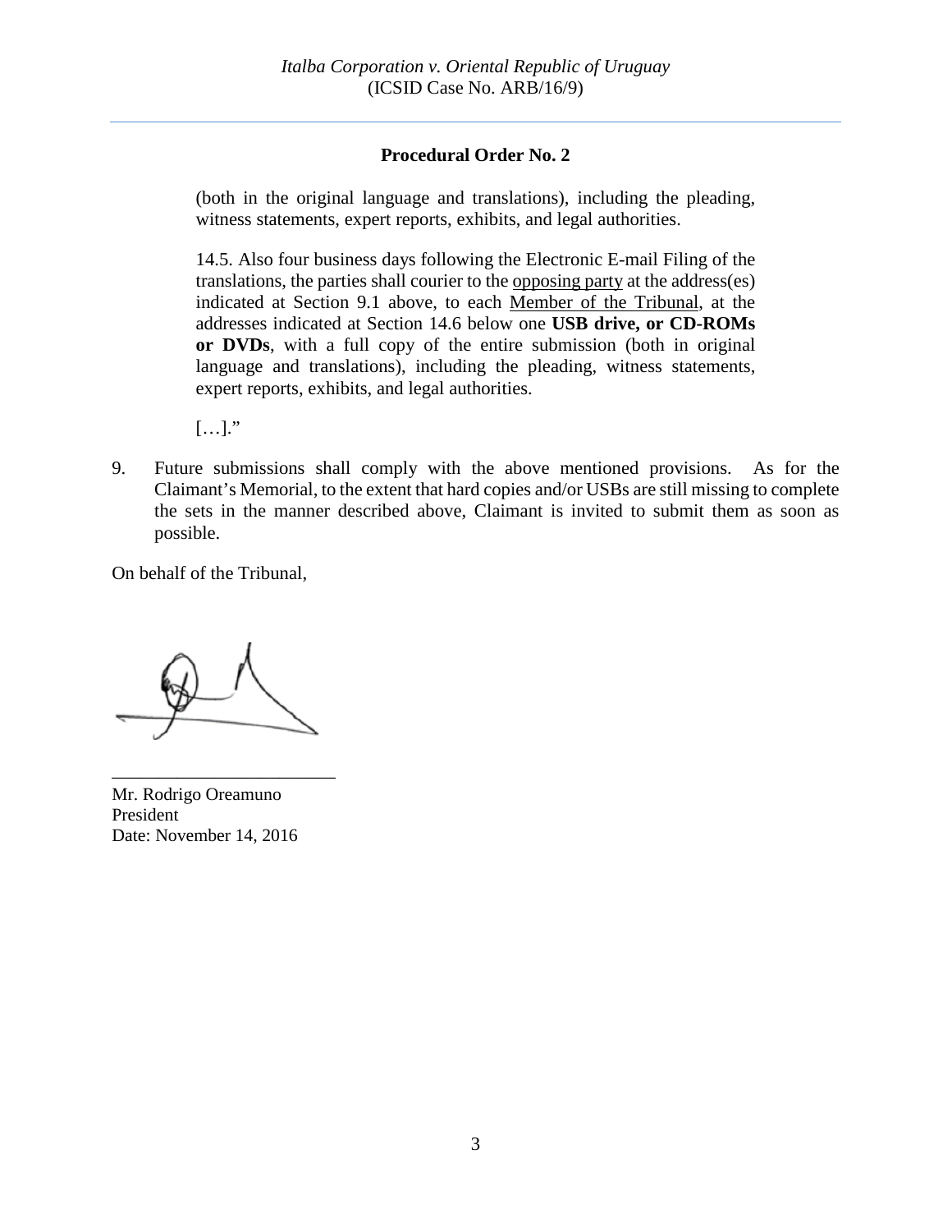(both in the original language and translations), including the pleading, witness statements, expert reports, exhibits, and legal authorities.

> 14.5. Also four business days following the Electronic E-mail Filing of the translations, the parties shall courier to the opposing party at the address(es) indicated at Section 9.1 above, to each Member of the Tribunal, at the addresses indicated at Section 14.6 below one **USB drive, or CD-ROMs or DVDs**, with a full copy of the entire submission (both in original language and translations), including the pleading, witness statements, expert reports, exhibits, and legal authorities.
>
> […]."

9. Future submissions shall comply with the above mentioned provisions. As for the Claimant's Memorial, to the extent that hard copies and/or USBs are still missing to complete the sets in the manner described above, Claimant is invited to submit them as soon as possible.

On behalf of the Tribunal,

\_\_\_\_\_\_\_\_\_\_\_\_\_\_\_\_\_\_\_\_\_\_\_\_

Mr. Rodrigo Oreamuno
President
Date: November 14, 2016